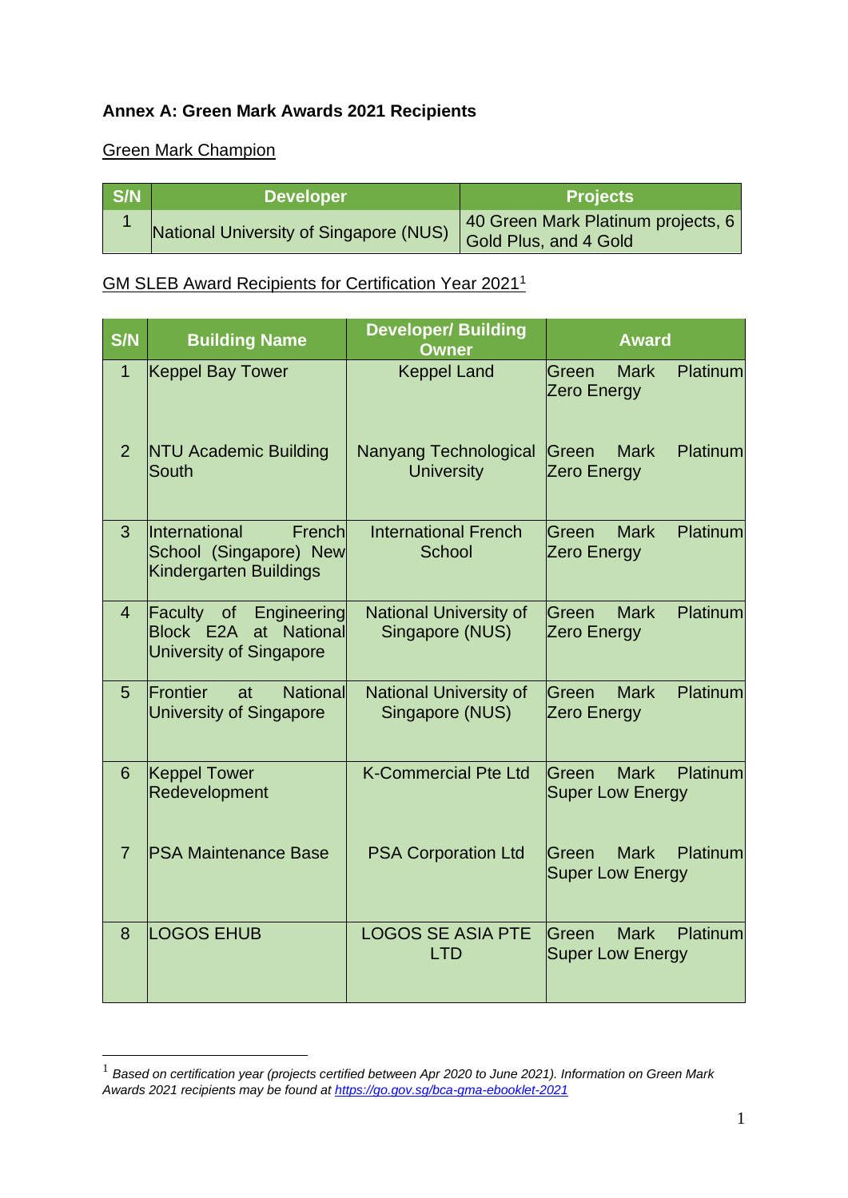**Annex A: Green Mark Awards 2021 Recipients**

Green Mark Champion

| S/N | Developer | Projects |
|---|---|---|
| 1 | National University of Singapore (NUS) | 40 Green Mark Platinum projects, 6 Gold Plus, and 4 Gold |

GM SLEB Award Recipients for Certification Year 2021[1]

| S/N | Building Name | Developer/ Building Owner | Award |
|---|---|---|---|
| 1 | Keppel Bay Tower | Keppel Land | Green Mark Platinum Zero Energy |
| 2 | NTU Academic Building South | Nanyang Technological University | Green Mark Platinum Zero Energy |
| 3 | International French School (Singapore) New Kindergarten Buildings | International French School | Green Mark Platinum Zero Energy |
| 4 | Faculty of Engineering Block E2A at National University of Singapore | National University of Singapore (NUS) | Green Mark Platinum Zero Energy |
| 5 | Frontier at National University of Singapore | National University of Singapore (NUS) | Green Mark Platinum Zero Energy |
| 6 | Keppel Tower Redevelopment | K-Commercial Pte Ltd | Green Mark Platinum Super Low Energy |
| 7 | PSA Maintenance Base | PSA Corporation Ltd | Green Mark Platinum Super Low Energy |
| 8 | LOGOS EHUB | LOGOS SE ASIA PTE LTD | Green Mark Platinum Super Low Energy |

[1] *Based on certification year (projects certified between Apr 2020 to June 2021). Information on Green Mark Awards 2021 recipients may be found at https://go.gov.sg/bca-gma-ebooklet-2021*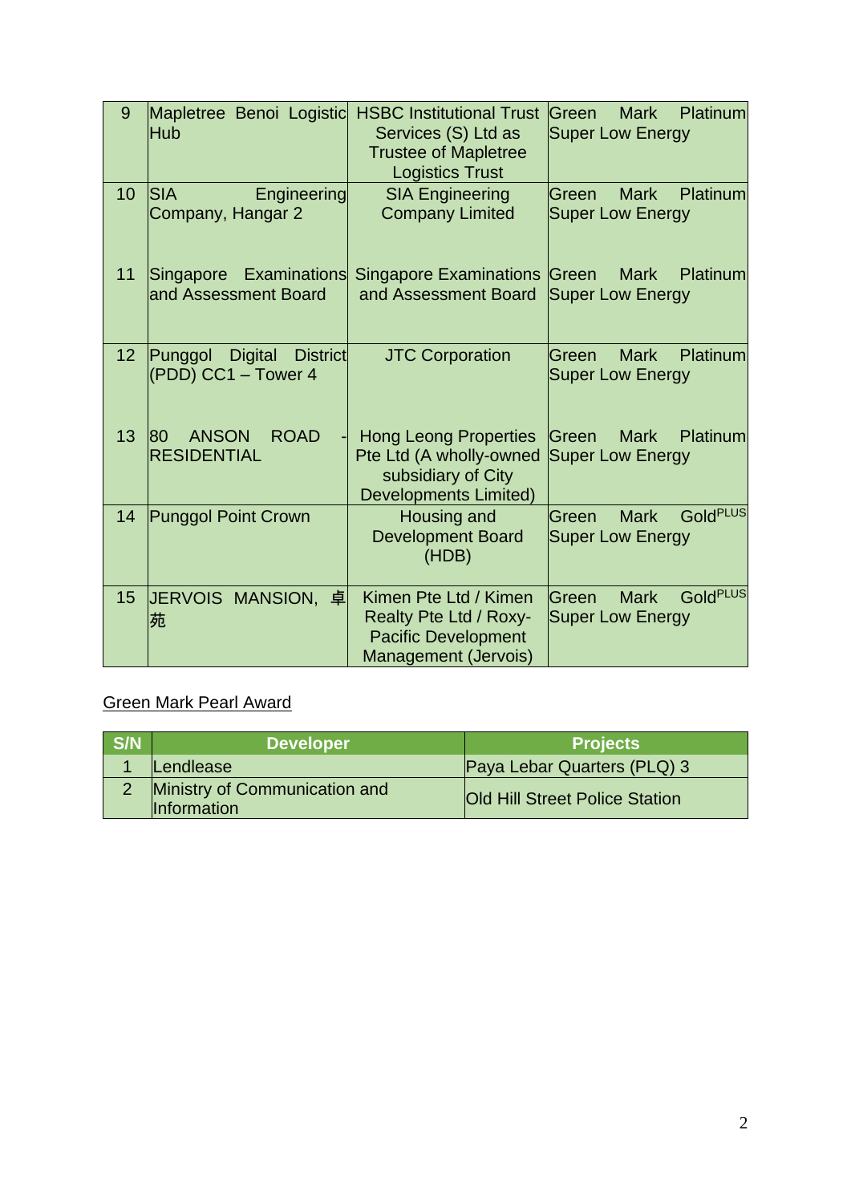| | | | |
|---|---|---|---|
| 9 | Mapletree Benoi Logistic Hub | HSBC Institutional Trust Services (S) Ltd as Trustee of Mapletree Logistics Trust | Green Mark Platinum Super Low Energy |
| 10 | SIA Engineering Company, Hangar 2 | SIA Engineering Company Limited | Green Mark Platinum Super Low Energy |
| 11 | Singapore Examinations and Assessment Board | Singapore Examinations and Assessment Board | Green Mark Platinum Super Low Energy |
| 12 | Punggol Digital District (PDD) CC1 – Tower 4 | JTC Corporation | Green Mark Platinum Super Low Energy |
| 13 | 80 ANSON ROAD - RESIDENTIAL | Hong Leong Properties Pte Ltd (A wholly-owned subsidiary of City Developments Limited) | Green Mark Platinum Super Low Energy |
| 14 | Punggol Point Crown | Housing and Development Board (HDB) | Green Mark $Gold^{PLUS}$ Super Low Energy |
| 15 | JERVOIS MANSION, 卓苑 | Kimen Pte Ltd / Kimen Realty Pte Ltd / Roxy-Pacific Development Management (Jervois) | Green Mark $Gold^{PLUS}$ Super Low Energy |

Green Mark Pearl Award

| S/N | Developer | Projects |
|---|---|---|
| 1 | Lendlease | Paya Lebar Quarters (PLQ) 3 |
| 2 | Ministry of Communication and Information | Old Hill Street Police Station |